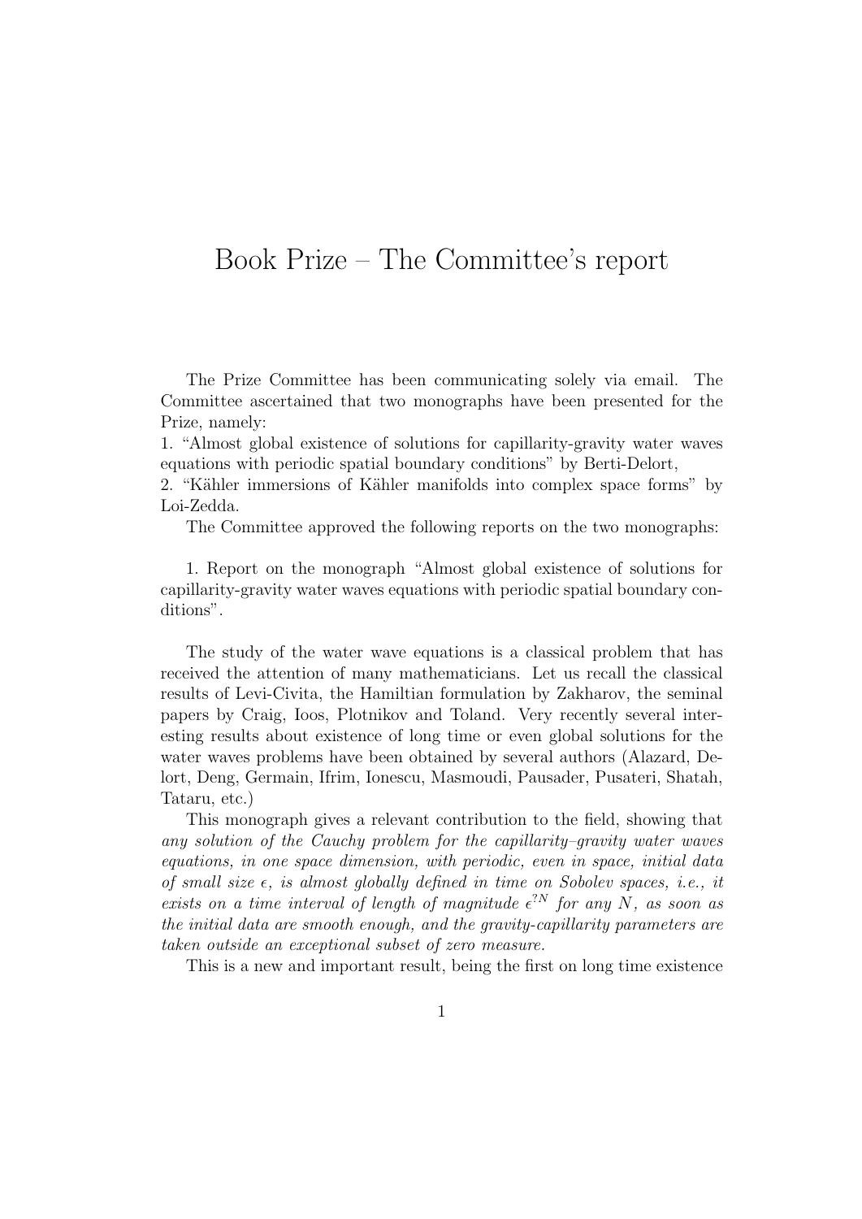# Book Prize – The Committee's report

The Prize Committee has been communicating solely via email. The Committee ascertained that two monographs have been presented for the Prize, namely:

1. "Almost global existence of solutions for capillarity-gravity water waves equations with periodic spatial boundary conditions" by Berti-Delort,
2. "Kähler immersions of Kähler manifolds into complex space forms" by Loi-Zedda.

The Committee approved the following reports on the two monographs:

1. Report on the monograph "Almost global existence of solutions for capillarity-gravity water waves equations with periodic spatial boundary conditions".

The study of the water wave equations is a classical problem that has received the attention of many mathematicians. Let us recall the classical results of Levi-Civita, the Hamiltian formulation by Zakharov, the seminal papers by Craig, Ioos, Plotnikov and Toland. Very recently several interesting results about existence of long time or even global solutions for the water waves problems have been obtained by several authors (Alazard, Delort, Deng, Germain, Ifrim, Ionescu, Masmoudi, Pausader, Pusateri, Shatah, Tataru, etc.)

This monograph gives a relevant contribution to the field, showing that *any solution of the Cauchy problem for the capillarity–gravity water waves equations, in one space dimension, with periodic, even in space, initial data of small size $\epsilon$, is almost globally defined in time on Sobolev spaces, i.e., it exists on a time interval of length of magnitude $\epsilon^{?N}$ for any $N$, as soon as the initial data are smooth enough, and the gravity-capillarity parameters are taken outside an exceptional subset of zero measure.*

This is a new and important result, being the first on long time existence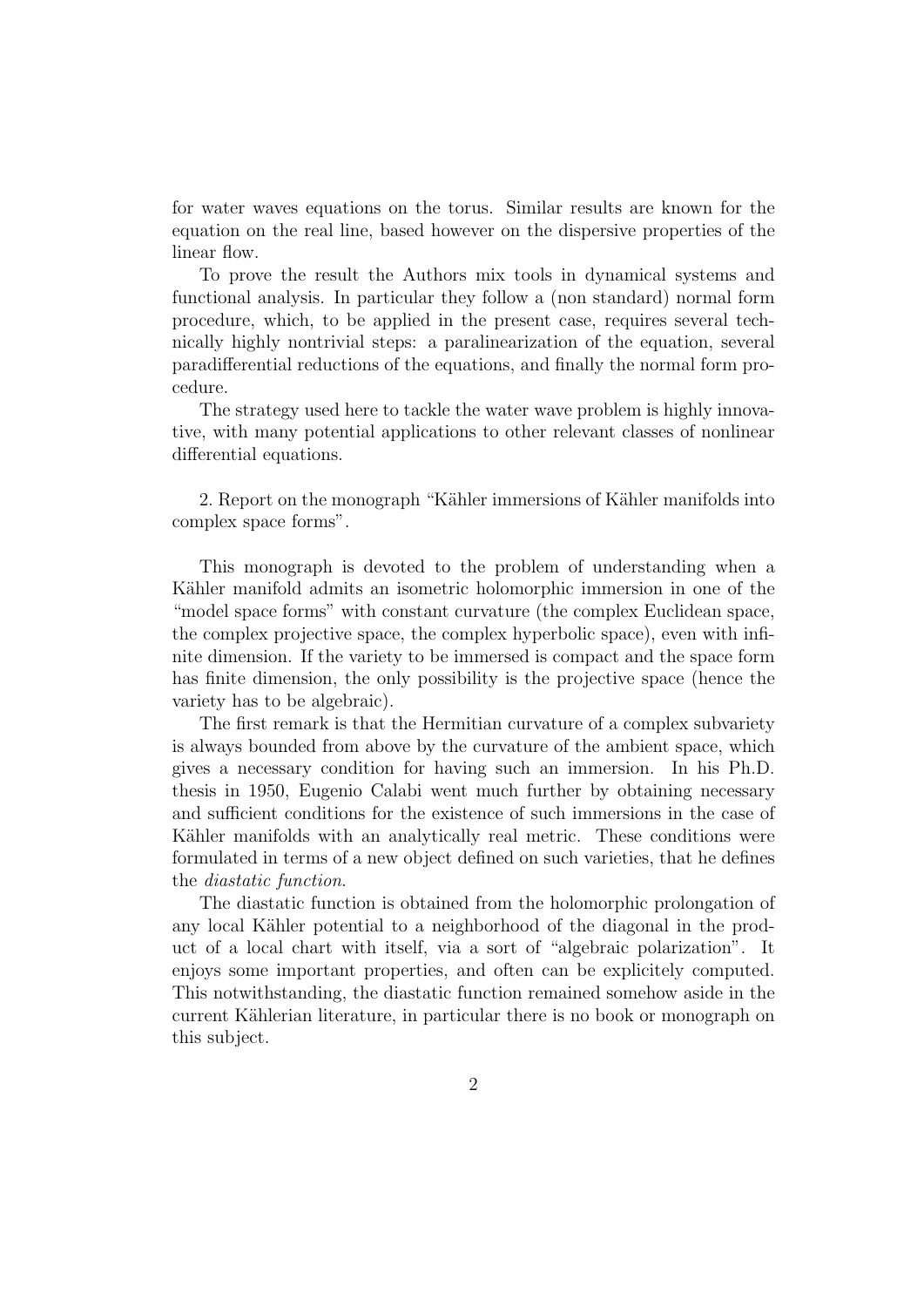for water waves equations on the torus. Similar results are known for the equation on the real line, based however on the dispersive properties of the linear flow.

To prove the result the Authors mix tools in dynamical systems and functional analysis. In particular they follow a (non standard) normal form procedure, which, to be applied in the present case, requires several technically highly nontrivial steps: a paralinearization of the equation, several paradifferential reductions of the equations, and finally the normal form procedure.

The strategy used here to tackle the water wave problem is highly innovative, with many potential applications to other relevant classes of nonlinear differential equations.

2. Report on the monograph "Kähler immersions of Kähler manifolds into complex space forms".

This monograph is devoted to the problem of understanding when a Kähler manifold admits an isometric holomorphic immersion in one of the "model space forms" with constant curvature (the complex Euclidean space, the complex projective space, the complex hyperbolic space), even with infinite dimension. If the variety to be immersed is compact and the space form has finite dimension, the only possibility is the projective space (hence the variety has to be algebraic).

The first remark is that the Hermitian curvature of a complex subvariety is always bounded from above by the curvature of the ambient space, which gives a necessary condition for having such an immersion. In his Ph.D. thesis in 1950, Eugenio Calabi went much further by obtaining necessary and sufficient conditions for the existence of such immersions in the case of Kähler manifolds with an analytically real metric. These conditions were formulated in terms of a new object defined on such varieties, that he defines the *diastatic function*.

The diastatic function is obtained from the holomorphic prolongation of any local Kähler potential to a neighborhood of the diagonal in the product of a local chart with itself, via a sort of "algebraic polarization". It enjoys some important properties, and often can be explicitely computed. This notwithstanding, the diastatic function remained somehow aside in the current Kählerian literature, in particular there is no book or monograph on this subject.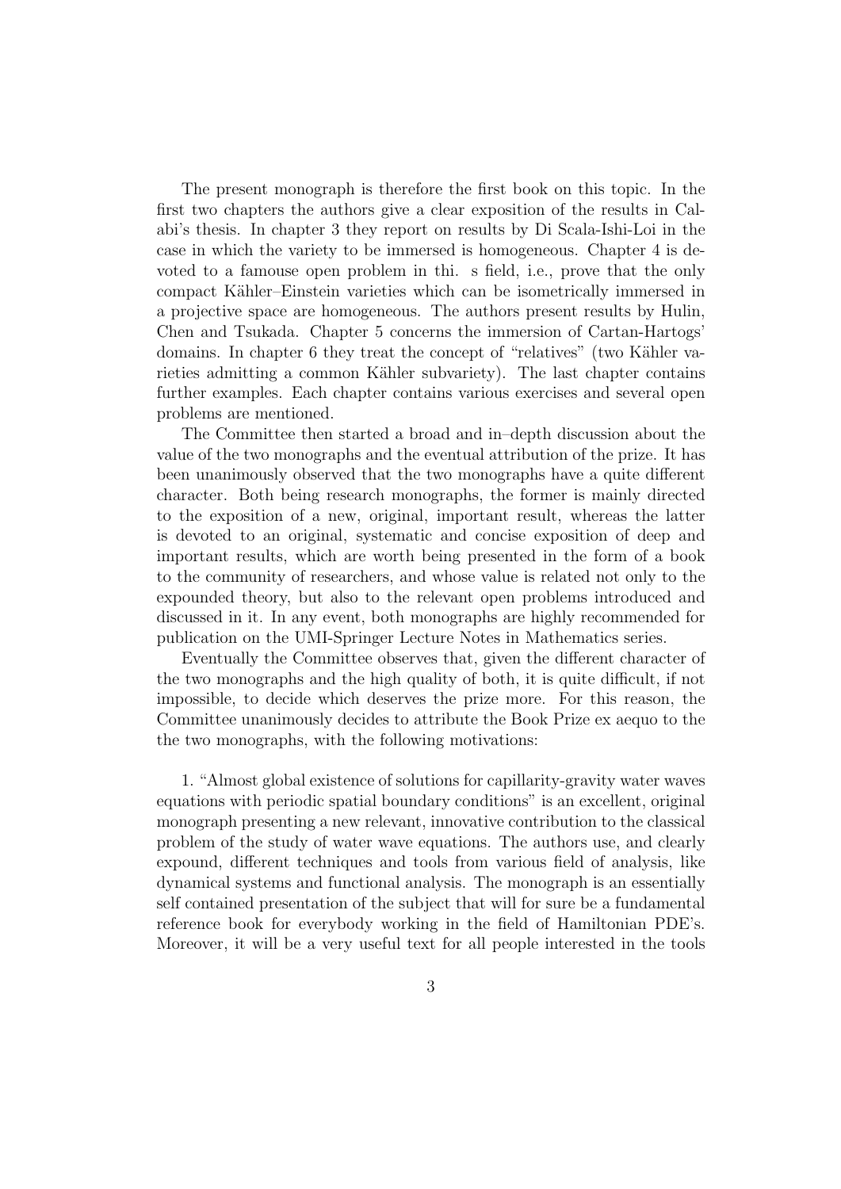The present monograph is therefore the first book on this topic. In the first two chapters the authors give a clear exposition of the results in Calabi's thesis. In chapter 3 they report on results by Di Scala-Ishi-Loi in the case in which the variety to be immersed is homogeneous. Chapter 4 is devoted to a famouse open problem in thi. s field, i.e., prove that the only compact Kähler–Einstein varieties which can be isometrically immersed in a projective space are homogeneous. The authors present results by Hulin, Chen and Tsukada. Chapter 5 concerns the immersion of Cartan-Hartogs' domains. In chapter 6 they treat the concept of "relatives" (two Kähler varieties admitting a common Kähler subvariety). The last chapter contains further examples. Each chapter contains various exercises and several open problems are mentioned.

The Committee then started a broad and in–depth discussion about the value of the two monographs and the eventual attribution of the prize. It has been unanimously observed that the two monographs have a quite different character. Both being research monographs, the former is mainly directed to the exposition of a new, original, important result, whereas the latter is devoted to an original, systematic and concise exposition of deep and important results, which are worth being presented in the form of a book to the community of researchers, and whose value is related not only to the expounded theory, but also to the relevant open problems introduced and discussed in it. In any event, both monographs are highly recommended for publication on the UMI-Springer Lecture Notes in Mathematics series.

Eventually the Committee observes that, given the different character of the two monographs and the high quality of both, it is quite difficult, if not impossible, to decide which deserves the prize more. For this reason, the Committee unanimously decides to attribute the Book Prize ex aequo to the the two monographs, with the following motivations:

1. "Almost global existence of solutions for capillarity-gravity water waves equations with periodic spatial boundary conditions" is an excellent, original monograph presenting a new relevant, innovative contribution to the classical problem of the study of water wave equations. The authors use, and clearly expound, different techniques and tools from various field of analysis, like dynamical systems and functional analysis. The monograph is an essentially self contained presentation of the subject that will for sure be a fundamental reference book for everybody working in the field of Hamiltonian PDE's. Moreover, it will be a very useful text for all people interested in the tools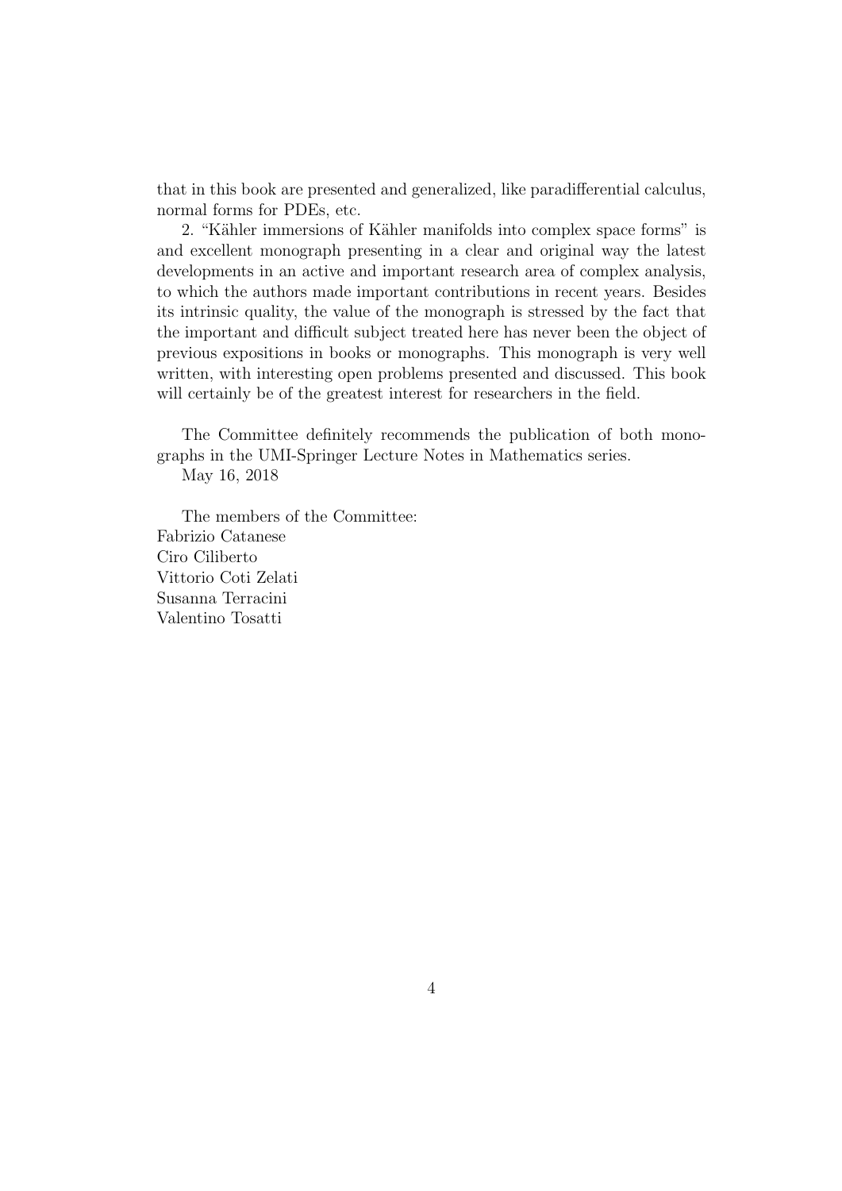that in this book are presented and generalized, like paradifferential calculus, normal forms for PDEs, etc.

2. "Kähler immersions of Kähler manifolds into complex space forms" is and excellent monograph presenting in a clear and original way the latest developments in an active and important research area of complex analysis, to which the authors made important contributions in recent years. Besides its intrinsic quality, the value of the monograph is stressed by the fact that the important and difficult subject treated here has never been the object of previous expositions in books or monographs. This monograph is very well written, with interesting open problems presented and discussed. This book will certainly be of the greatest interest for researchers in the field.

The Committee definitely recommends the publication of both monographs in the UMI-Springer Lecture Notes in Mathematics series.

May 16, 2018

The members of the Committee:
Fabrizio Catanese
Ciro Ciliberto
Vittorio Coti Zelati
Susanna Terracini
Valentino Tosatti